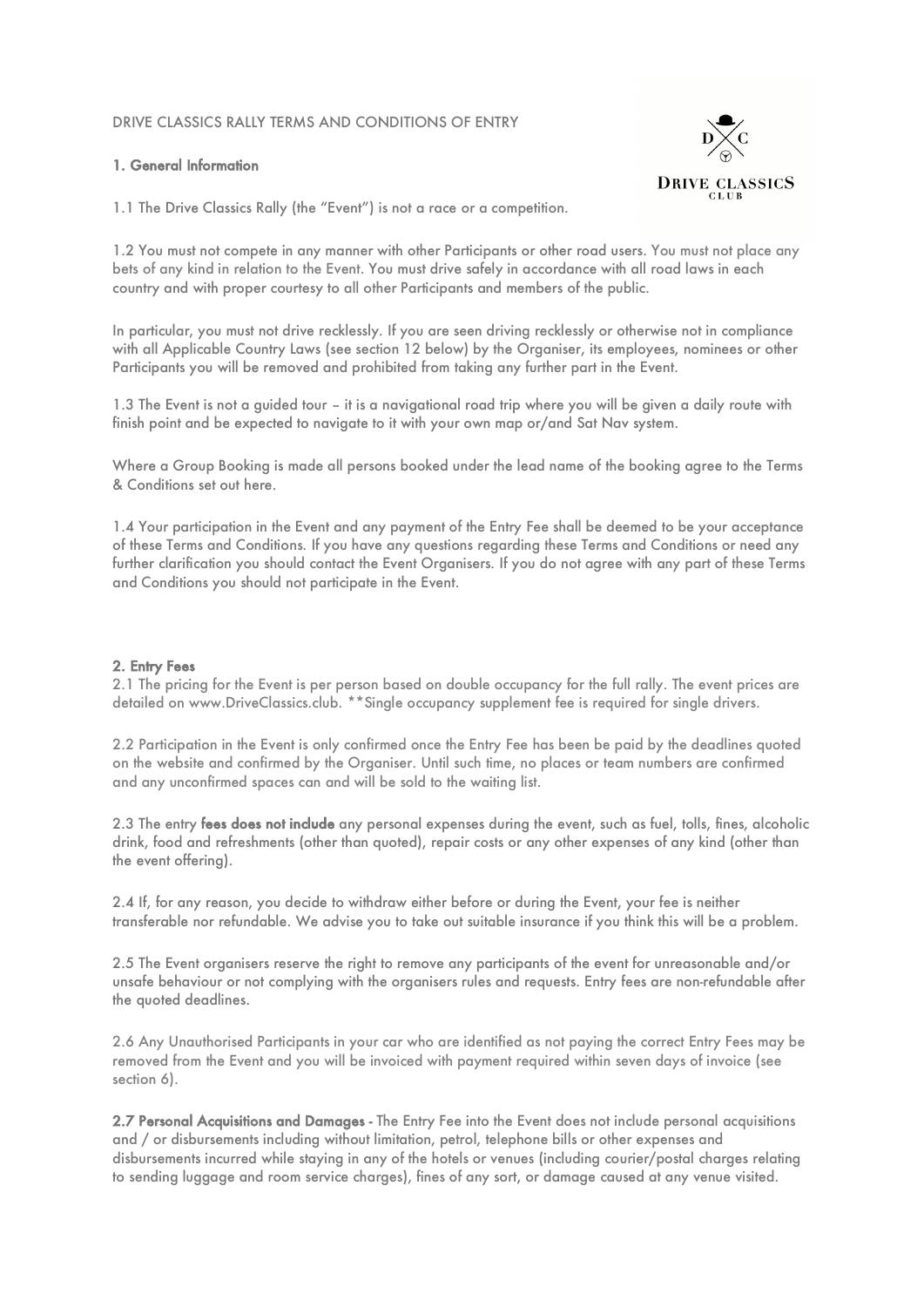DRIVE CLASSICS RALLY TERMS AND CONDITIONS OF ENTRY

## 1. General Information

1.1 The Drive Classics Rally (the "Event") is not a race or a competition.

1.2 You must not compete in any manner with other Participants or other road users. You must not place any bets of any kind in relation to the Event. You must drive safely in accordance with all road laws in each country and with proper courtesy to all other Participants and members of the public.

In particular, you must not drive recklessly. If you are seen driving recklessly or otherwise not in compliance with all Applicable Country Laws (see section 12 below) by the Organiser, its employees, nominees or other Participants you will be removed and prohibited from taking any further part in the Event.

1.3 The Event is not a guided tour – it is a navigational road trip where you will be given a daily route with finish point and be expected to navigate to it with your own map or/and Sat Nav system.

Where a Group Booking is made all persons booked under the lead name of the booking agree to the Terms & Conditions set out here.

1.4 Your participation in the Event and any payment of the Entry Fee shall be deemed to be your acceptance of these Terms and Conditions. If you have any questions regarding these Terms and Conditions or need any further clarification you should contact the Event Organisers. If you do not agree with any part of these Terms and Conditions you should not participate in the Event.

## 2. Entry Fees

2.1 The pricing for the Event is per person based on double occupancy for the full rally. The event prices are detailed on www.DriveClassics.club. **Single occupancy supplement fee is required for single drivers.

2.2 Participation in the Event is only confirmed once the Entry Fee has been be paid by the deadlines quoted on the website and confirmed by the Organiser. Until such time, no places or team numbers are confirmed and any unconfirmed spaces can and will be sold to the waiting list.

2.3 The entry **fees does not include** any personal expenses during the event, such as fuel, tolls, fines, alcoholic drink, food and refreshments (other than quoted), repair costs or any other expenses of any kind (other than the event offering).

2.4 If, for any reason, you decide to withdraw either before or during the Event, your fee is neither transferable nor refundable. We advise you to take out suitable insurance if you think this will be a problem.

2.5 The Event organisers reserve the right to remove any participants of the event for unreasonable and/or unsafe behaviour or not complying with the organisers rules and requests. Entry fees are non-refundable after the quoted deadlines.

2.6 Any Unauthorised Participants in your car who are identified as not paying the correct Entry Fees may be removed from the Event and you will be invoiced with payment required within seven days of invoice (see section 6).

**2.7 Personal Acquisitions and Damages** - The Entry Fee into the Event does not include personal acquisitions and / or disbursements including without limitation, petrol, telephone bills or other expenses and disbursements incurred while staying in any of the hotels or venues (including courier/postal charges relating to sending luggage and room service charges), fines of any sort, or damage caused at any venue visited.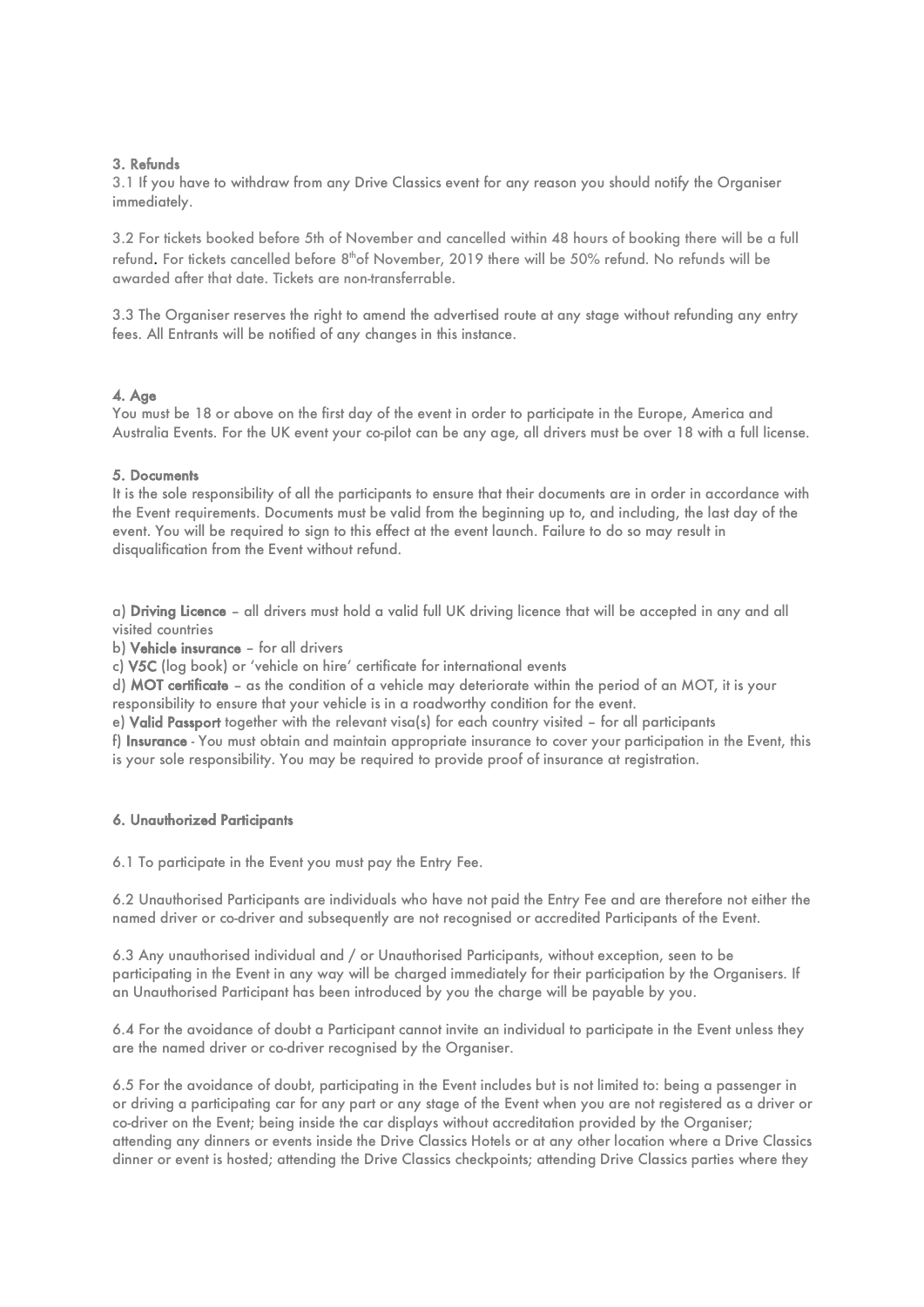### 3. Refunds

3.1 If you have to withdraw from any Drive Classics event for any reason you should notify the Organiser immediately.

3.2 For tickets booked before 5th of November and cancelled within 48 hours of booking there will be a full refund. For tickets cancelled before 8th of November, 2019 there will be 50% refund. No refunds will be awarded after that date. Tickets are non-transferrable.

3.3 The Organiser reserves the right to amend the advertised route at any stage without refunding any entry fees. All Entrants will be notified of any changes in this instance.

### 4. Age

You must be 18 or above on the first day of the event in order to participate in the Europe, America and Australia Events. For the UK event your co-pilot can be any age, all drivers must be over 18 with a full license.

### 5. Documents

It is the sole responsibility of all the participants to ensure that their documents are in order in accordance with the Event requirements. Documents must be valid from the beginning up to, and including, the last day of the event. You will be required to sign to this effect at the event launch. Failure to do so may result in disqualification from the Event without refund.

a) **Driving Licence** – all drivers must hold a valid full UK driving licence that will be accepted in any and all visited countries

b) **Vehicle insurance** – for all drivers

c) **V5C** (log book) or 'vehicle on hire' certificate for international events

d) **MOT certificate** – as the condition of a vehicle may deteriorate within the period of an MOT, it is your responsibility to ensure that your vehicle is in a roadworthy condition for the event.

e) **Valid Passport** together with the relevant visa(s) for each country visited – for all participants

f) **Insurance** - You must obtain and maintain appropriate insurance to cover your participation in the Event, this is your sole responsibility. You may be required to provide proof of insurance at registration.

### 6. Unauthorized Participants

6.1 To participate in the Event you must pay the Entry Fee.

6.2 Unauthorised Participants are individuals who have not paid the Entry Fee and are therefore not either the named driver or co-driver and subsequently are not recognised or accredited Participants of the Event.

6.3 Any unauthorised individual and / or Unauthorised Participants, without exception, seen to be participating in the Event in any way will be charged immediately for their participation by the Organisers. If an Unauthorised Participant has been introduced by you the charge will be payable by you.

6.4 For the avoidance of doubt a Participant cannot invite an individual to participate in the Event unless they are the named driver or co-driver recognised by the Organiser.

6.5 For the avoidance of doubt, participating in the Event includes but is not limited to: being a passenger in or driving a participating car for any part or any stage of the Event when you are not registered as a driver or co-driver on the Event; being inside the car displays without accreditation provided by the Organiser; attending any dinners or events inside the Drive Classics Hotels or at any other location where a Drive Classics dinner or event is hosted; attending the Drive Classics checkpoints; attending Drive Classics parties where they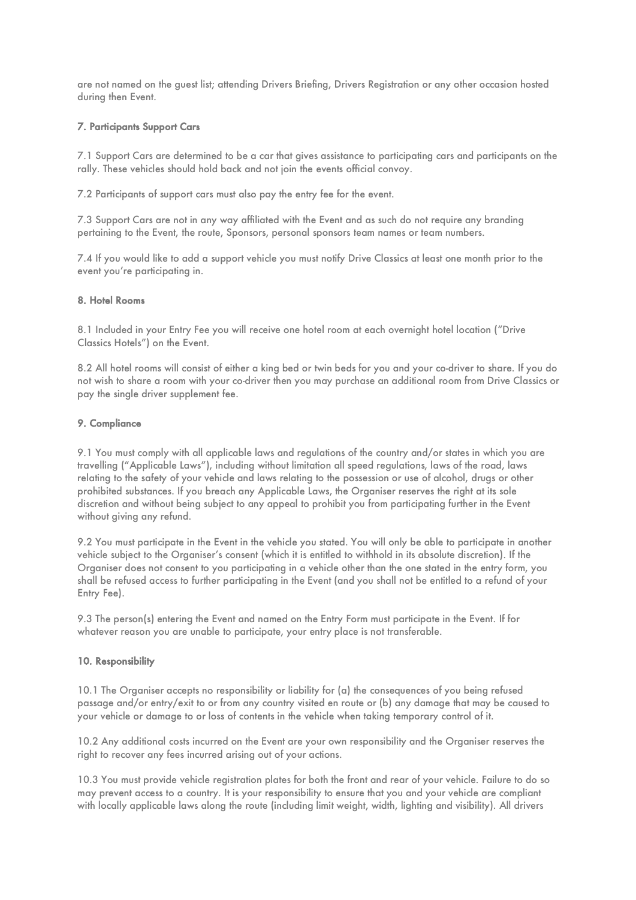are not named on the guest list; attending Drivers Briefing, Drivers Registration or any other occasion hosted during then Event.

### 7. Participants Support Cars

7.1 Support Cars are determined to be a car that gives assistance to participating cars and participants on the rally. These vehicles should hold back and not join the events official convoy.

7.2 Participants of support cars must also pay the entry fee for the event.

7.3 Support Cars are not in any way affiliated with the Event and as such do not require any branding pertaining to the Event, the route, Sponsors, personal sponsors team names or team numbers.

7.4 If you would like to add a support vehicle you must notify Drive Classics at least one month prior to the event you're participating in.

### 8. Hotel Rooms

8.1 Included in your Entry Fee you will receive one hotel room at each overnight hotel location ("Drive Classics Hotels") on the Event.

8.2 All hotel rooms will consist of either a king bed or twin beds for you and your co-driver to share. If you do not wish to share a room with your co-driver then you may purchase an additional room from Drive Classics or pay the single driver supplement fee.

### 9. Compliance

9.1 You must comply with all applicable laws and regulations of the country and/or states in which you are travelling ("Applicable Laws"), including without limitation all speed regulations, laws of the road, laws relating to the safety of your vehicle and laws relating to the possession or use of alcohol, drugs or other prohibited substances. If you breach any Applicable Laws, the Organiser reserves the right at its sole discretion and without being subject to any appeal to prohibit you from participating further in the Event without giving any refund.

9.2 You must participate in the Event in the vehicle you stated. You will only be able to participate in another vehicle subject to the Organiser's consent (which it is entitled to withhold in its absolute discretion). If the Organiser does not consent to you participating in a vehicle other than the one stated in the entry form, you shall be refused access to further participating in the Event (and you shall not be entitled to a refund of your Entry Fee).

9.3 The person(s) entering the Event and named on the Entry Form must participate in the Event. If for whatever reason you are unable to participate, your entry place is not transferable.

### 10. Responsibility

10.1 The Organiser accepts no responsibility or liability for (a) the consequences of you being refused passage and/or entry/exit to or from any country visited en route or (b) any damage that may be caused to your vehicle or damage to or loss of contents in the vehicle when taking temporary control of it.

10.2 Any additional costs incurred on the Event are your own responsibility and the Organiser reserves the right to recover any fees incurred arising out of your actions.

10.3 You must provide vehicle registration plates for both the front and rear of your vehicle. Failure to do so may prevent access to a country. It is your responsibility to ensure that you and your vehicle are compliant with locally applicable laws along the route (including limit weight, width, lighting and visibility). All drivers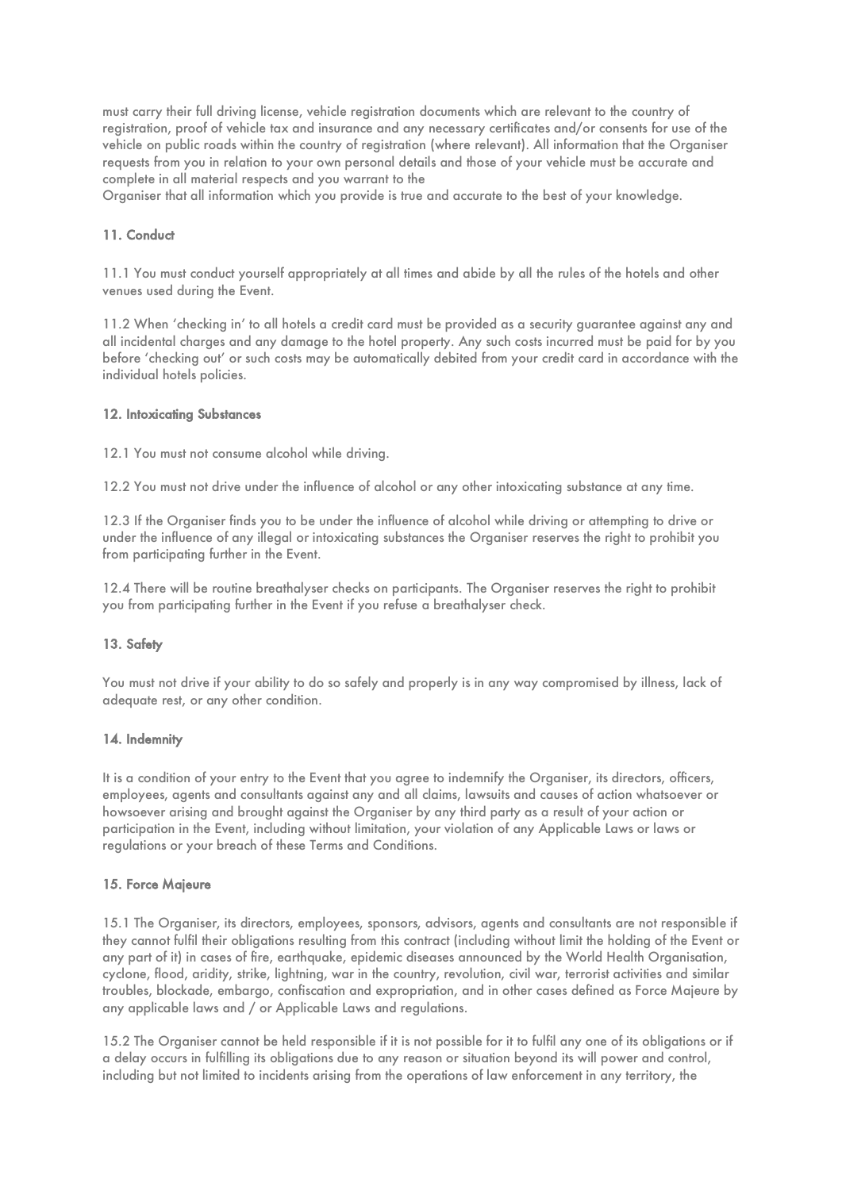must carry their full driving license, vehicle registration documents which are relevant to the country of registration, proof of vehicle tax and insurance and any necessary certificates and/or consents for use of the vehicle on public roads within the country of registration (where relevant). All information that the Organiser requests from you in relation to your own personal details and those of your vehicle must be accurate and complete in all material respects and you warrant to the
Organiser that all information which you provide is true and accurate to the best of your knowledge.

### 11. Conduct

11.1 You must conduct yourself appropriately at all times and abide by all the rules of the hotels and other venues used during the Event.

11.2 When 'checking in' to all hotels a credit card must be provided as a security guarantee against any and all incidental charges and any damage to the hotel property. Any such costs incurred must be paid for by you before 'checking out' or such costs may be automatically debited from your credit card in accordance with the individual hotels policies.

### 12. Intoxicating Substances

12.1 You must not consume alcohol while driving.

12.2 You must not drive under the influence of alcohol or any other intoxicating substance at any time.

12.3 If the Organiser finds you to be under the influence of alcohol while driving or attempting to drive or under the influence of any illegal or intoxicating substances the Organiser reserves the right to prohibit you from participating further in the Event.

12.4 There will be routine breathalyser checks on participants. The Organiser reserves the right to prohibit you from participating further in the Event if you refuse a breathalyser check.

### 13. Safety

You must not drive if your ability to do so safely and properly is in any way compromised by illness, lack of adequate rest, or any other condition.

### 14. Indemnity

It is a condition of your entry to the Event that you agree to indemnify the Organiser, its directors, officers, employees, agents and consultants against any and all claims, lawsuits and causes of action whatsoever or howsoever arising and brought against the Organiser by any third party as a result of your action or participation in the Event, including without limitation, your violation of any Applicable Laws or laws or regulations or your breach of these Terms and Conditions.

### 15. Force Majeure

15.1 The Organiser, its directors, employees, sponsors, advisors, agents and consultants are not responsible if they cannot fulfil their obligations resulting from this contract (including without limit the holding of the Event or any part of it) in cases of fire, earthquake, epidemic diseases announced by the World Health Organisation, cyclone, flood, aridity, strike, lightning, war in the country, revolution, civil war, terrorist activities and similar troubles, blockade, embargo, confiscation and expropriation, and in other cases defined as Force Majeure by any applicable laws and / or Applicable Laws and regulations.

15.2 The Organiser cannot be held responsible if it is not possible for it to fulfil any one of its obligations or if a delay occurs in fulfilling its obligations due to any reason or situation beyond its will power and control, including but not limited to incidents arising from the operations of law enforcement in any territory, the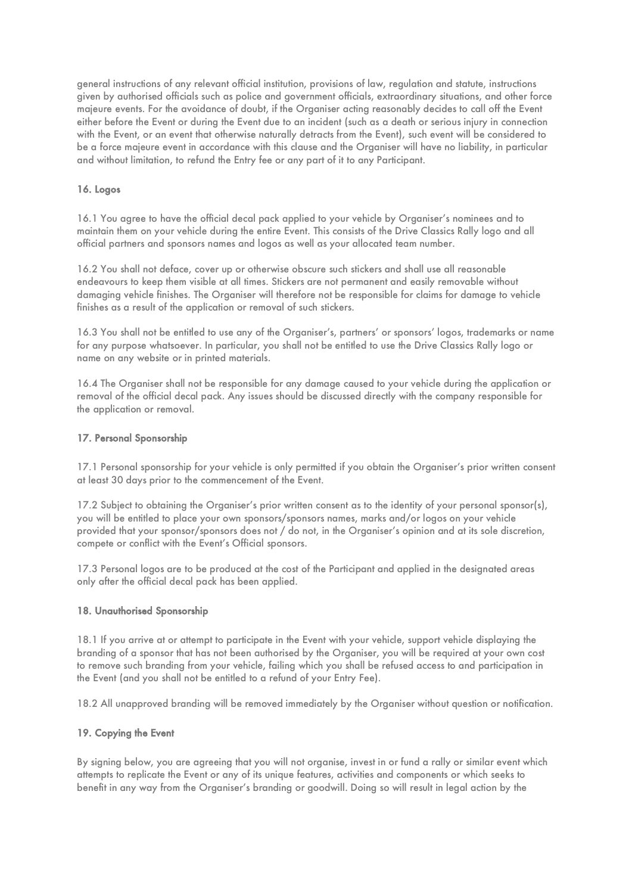general instructions of any relevant official institution, provisions of law, regulation and statute, instructions given by authorised officials such as police and government officials, extraordinary situations, and other force majeure events. For the avoidance of doubt, if the Organiser acting reasonably decides to call off the Event either before the Event or during the Event due to an incident (such as a death or serious injury in connection with the Event, or an event that otherwise naturally detracts from the Event), such event will be considered to be a force majeure event in accordance with this clause and the Organiser will have no liability, in particular and without limitation, to refund the Entry fee or any part of it to any Participant.

**16. Logos**

16.1 You agree to have the official decal pack applied to your vehicle by Organiser's nominees and to maintain them on your vehicle during the entire Event. This consists of the Drive Classics Rally logo and all official partners and sponsors names and logos as well as your allocated team number.

16.2 You shall not deface, cover up or otherwise obscure such stickers and shall use all reasonable endeavours to keep them visible at all times. Stickers are not permanent and easily removable without damaging vehicle finishes. The Organiser will therefore not be responsible for claims for damage to vehicle finishes as a result of the application or removal of such stickers.

16.3 You shall not be entitled to use any of the Organiser's, partners' or sponsors' logos, trademarks or name for any purpose whatsoever. In particular, you shall not be entitled to use the Drive Classics Rally logo or name on any website or in printed materials.

16.4 The Organiser shall not be responsible for any damage caused to your vehicle during the application or removal of the official decal pack. Any issues should be discussed directly with the company responsible for the application or removal.

**17. Personal Sponsorship**

17.1 Personal sponsorship for your vehicle is only permitted if you obtain the Organiser's prior written consent at least 30 days prior to the commencement of the Event.

17.2 Subject to obtaining the Organiser's prior written consent as to the identity of your personal sponsor(s), you will be entitled to place your own sponsors/sponsors names, marks and/or logos on your vehicle provided that your sponsor/sponsors does not / do not, in the Organiser's opinion and at its sole discretion, compete or conflict with the Event's Official sponsors.

17.3 Personal logos are to be produced at the cost of the Participant and applied in the designated areas only after the official decal pack has been applied.

**18. Unauthorised Sponsorship**

18.1 If you arrive at or attempt to participate in the Event with your vehicle, support vehicle displaying the branding of a sponsor that has not been authorised by the Organiser, you will be required at your own cost to remove such branding from your vehicle, failing which you shall be refused access to and participation in the Event (and you shall not be entitled to a refund of your Entry Fee).

18.2 All unapproved branding will be removed immediately by the Organiser without question or notification.

**19. Copying the Event**

By signing below, you are agreeing that you will not organise, invest in or fund a rally or similar event which attempts to replicate the Event or any of its unique features, activities and components or which seeks to benefit in any way from the Organiser's branding or goodwill. Doing so will result in legal action by the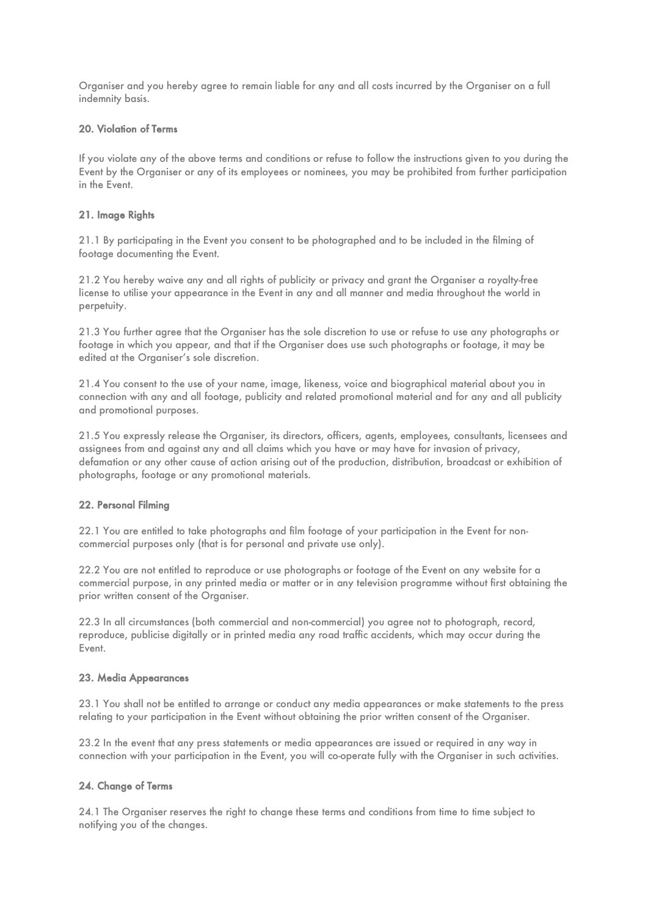Organiser and you hereby agree to remain liable for any and all costs incurred by the Organiser on a full indemnity basis.

## 20. Violation of Terms

If you violate any of the above terms and conditions or refuse to follow the instructions given to you during the Event by the Organiser or any of its employees or nominees, you may be prohibited from further participation in the Event.

## 21. Image Rights

21.1 By participating in the Event you consent to be photographed and to be included in the filming of footage documenting the Event.

21.2 You hereby waive any and all rights of publicity or privacy and grant the Organiser a royalty-free license to utilise your appearance in the Event in any and all manner and media throughout the world in perpetuity.

21.3 You further agree that the Organiser has the sole discretion to use or refuse to use any photographs or footage in which you appear, and that if the Organiser does use such photographs or footage, it may be edited at the Organiser's sole discretion.

21.4 You consent to the use of your name, image, likeness, voice and biographical material about you in connection with any and all footage, publicity and related promotional material and for any and all publicity and promotional purposes.

21.5 You expressly release the Organiser, its directors, officers, agents, employees, consultants, licensees and assignees from and against any and all claims which you have or may have for invasion of privacy, defamation or any other cause of action arising out of the production, distribution, broadcast or exhibition of photographs, footage or any promotional materials.

## 22. Personal Filming

22.1 You are entitled to take photographs and film footage of your participation in the Event for non-commercial purposes only (that is for personal and private use only).

22.2 You are not entitled to reproduce or use photographs or footage of the Event on any website for a commercial purpose, in any printed media or matter or in any television programme without first obtaining the prior written consent of the Organiser.

22.3 In all circumstances (both commercial and non-commercial) you agree not to photograph, record, reproduce, publicise digitally or in printed media any road traffic accidents, which may occur during the Event.

## 23. Media Appearances

23.1 You shall not be entitled to arrange or conduct any media appearances or make statements to the press relating to your participation in the Event without obtaining the prior written consent of the Organiser.

23.2 In the event that any press statements or media appearances are issued or required in any way in connection with your participation in the Event, you will co-operate fully with the Organiser in such activities.

## 24. Change of Terms

24.1 The Organiser reserves the right to change these terms and conditions from time to time subject to notifying you of the changes.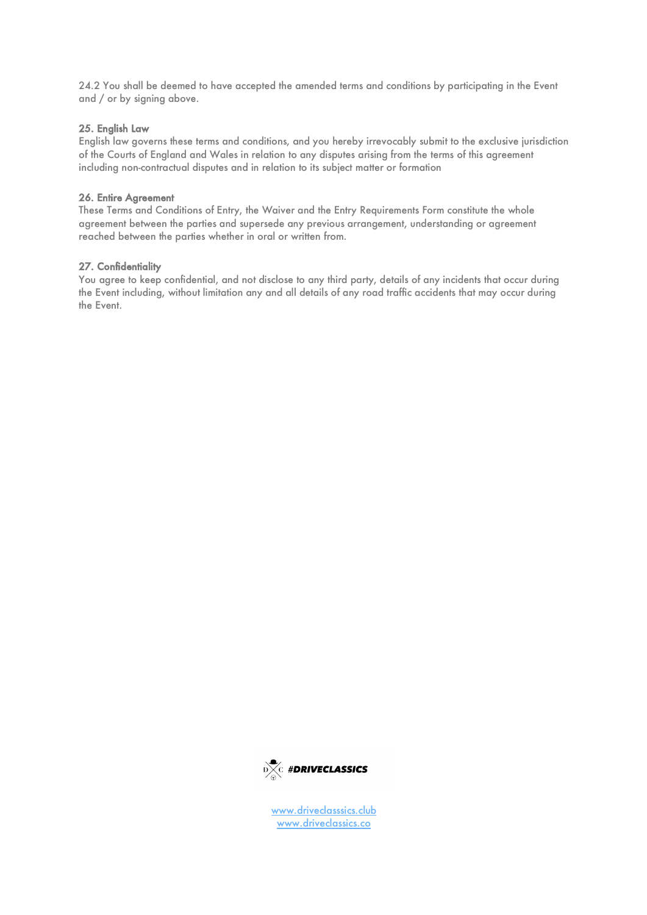24.2 You shall be deemed to have accepted the amended terms and conditions by participating in the Event and / or by signing above.

## 25. English Law

English law governs these terms and conditions, and you hereby irrevocably submit to the exclusive jurisdiction of the Courts of England and Wales in relation to any disputes arising from the terms of this agreement including non-contractual disputes and in relation to its subject matter or formation

## 26. Entire Agreement

These Terms and Conditions of Entry, the Waiver and the Entry Requirements Form constitute the whole agreement between the parties and supersede any previous arrangement, understanding or agreement reached between the parties whether in oral or written from.

## 27. Confidentiality

You agree to keep confidential, and not disclose to any third party, details of any incidents that occur during the Event including, without limitation any and all details of any road traffic accidents that may occur during the Event.

#DRIVECLASSICS

www.driveclasssics.club
www.driveclassics.co